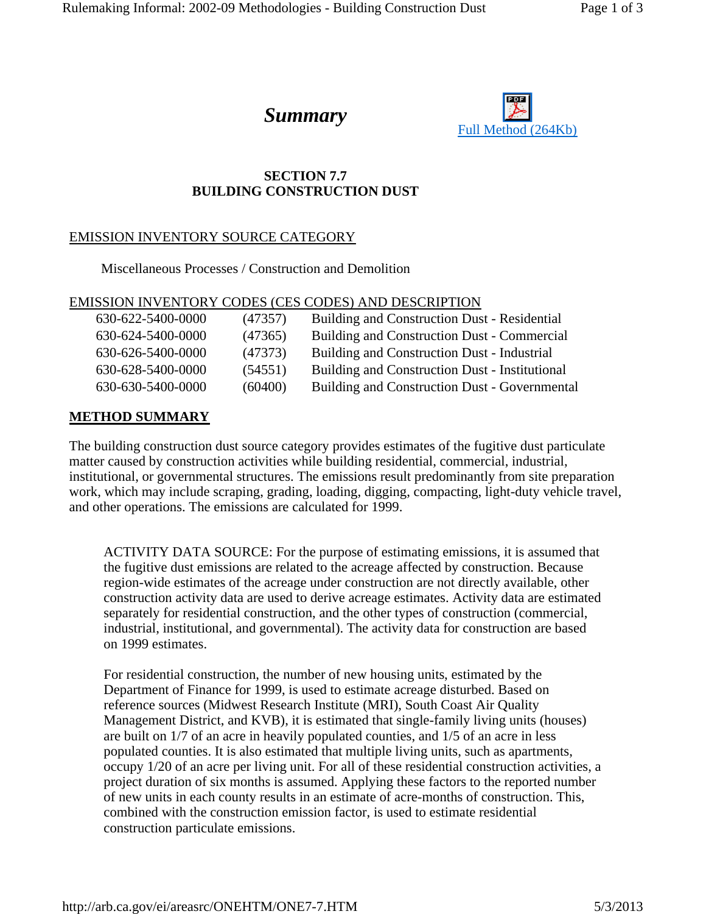# *Summary*

Full Method (264Kb)

## SECTION 7.7
## BUILDING CONSTRUCTION DUST

EMISSION INVENTORY SOURCE CATEGORY

Miscellaneous Processes / Construction and Demolition

EMISSION INVENTORY CODES (CES CODES) AND DESCRIPTION

| | | |
|---|---|---|
| 630-622-5400-0000 | (47357) | Building and Construction Dust - Residential |
| 630-624-5400-0000 | (47365) | Building and Construction Dust - Commercial |
| 630-626-5400-0000 | (47373) | Building and Construction Dust - Industrial |
| 630-628-5400-0000 | (54551) | Building and Construction Dust - Institutional |
| 630-630-5400-0000 | (60400) | Building and Construction Dust - Governmental |

**METHOD SUMMARY**

The building construction dust source category provides estimates of the fugitive dust particulate matter caused by construction activities while building residential, commercial, industrial, institutional, or governmental structures. The emissions result predominantly from site preparation work, which may include scraping, grading, loading, digging, compacting, light-duty vehicle travel, and other operations. The emissions are calculated for 1999.

ACTIVITY DATA SOURCE: For the purpose of estimating emissions, it is assumed that the fugitive dust emissions are related to the acreage affected by construction. Because region-wide estimates of the acreage under construction are not directly available, other construction activity data are used to derive acreage estimates. Activity data are estimated separately for residential construction, and the other types of construction (commercial, industrial, institutional, and governmental). The activity data for construction are based on 1999 estimates.

For residential construction, the number of new housing units, estimated by the Department of Finance for 1999, is used to estimate acreage disturbed. Based on reference sources (Midwest Research Institute (MRI), South Coast Air Quality Management District, and KVB), it is estimated that single-family living units (houses) are built on 1/7 of an acre in heavily populated counties, and 1/5 of an acre in less populated counties. It is also estimated that multiple living units, such as apartments, occupy 1/20 of an acre per living unit. For all of these residential construction activities, a project duration of six months is assumed. Applying these factors to the reported number of new units in each county results in an estimate of acre-months of construction. This, combined with the construction emission factor, is used to estimate residential construction particulate emissions.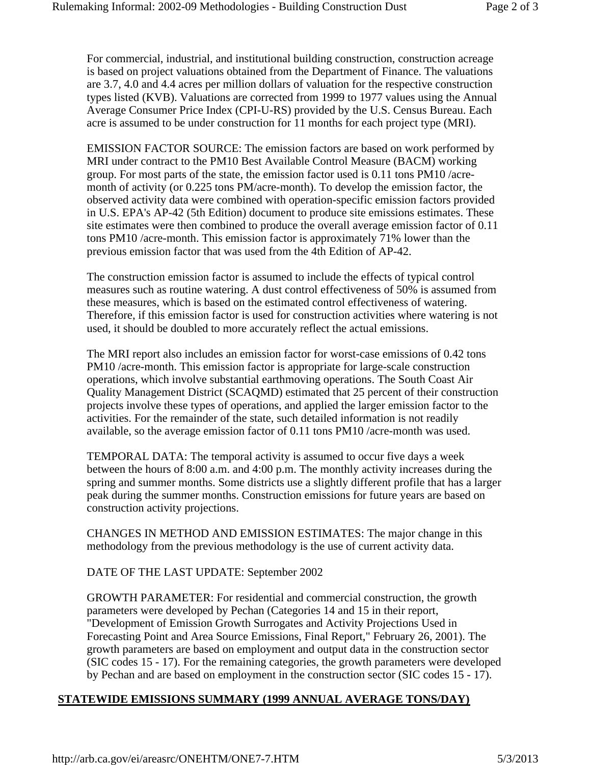For commercial, industrial, and institutional building construction, construction acreage is based on project valuations obtained from the Department of Finance. The valuations are 3.7, 4.0 and 4.4 acres per million dollars of valuation for the respective construction types listed (KVB). Valuations are corrected from 1999 to 1977 values using the Annual Average Consumer Price Index (CPI-U-RS) provided by the U.S. Census Bureau. Each acre is assumed to be under construction for 11 months for each project type (MRI).

EMISSION FACTOR SOURCE: The emission factors are based on work performed by MRI under contract to the PM10 Best Available Control Measure (BACM) working group. For most parts of the state, the emission factor used is 0.11 tons PM10 /acre-month of activity (or 0.225 tons PM/acre-month). To develop the emission factor, the observed activity data were combined with operation-specific emission factors provided in U.S. EPA's AP-42 (5th Edition) document to produce site emissions estimates. These site estimates were then combined to produce the overall average emission factor of 0.11 tons PM10 /acre-month. This emission factor is approximately 71% lower than the previous emission factor that was used from the 4th Edition of AP-42.

The construction emission factor is assumed to include the effects of typical control measures such as routine watering. A dust control effectiveness of 50% is assumed from these measures, which is based on the estimated control effectiveness of watering. Therefore, if this emission factor is used for construction activities where watering is not used, it should be doubled to more accurately reflect the actual emissions.

The MRI report also includes an emission factor for worst-case emissions of 0.42 tons PM10 /acre-month. This emission factor is appropriate for large-scale construction operations, which involve substantial earthmoving operations. The South Coast Air Quality Management District (SCAQMD) estimated that 25 percent of their construction projects involve these types of operations, and applied the larger emission factor to the activities. For the remainder of the state, such detailed information is not readily available, so the average emission factor of 0.11 tons PM10 /acre-month was used.

TEMPORAL DATA: The temporal activity is assumed to occur five days a week between the hours of 8:00 a.m. and 4:00 p.m. The monthly activity increases during the spring and summer months. Some districts use a slightly different profile that has a larger peak during the summer months. Construction emissions for future years are based on construction activity projections.

CHANGES IN METHOD AND EMISSION ESTIMATES: The major change in this methodology from the previous methodology is the use of current activity data.

DATE OF THE LAST UPDATE: September 2002

GROWTH PARAMETER: For residential and commercial construction, the growth parameters were developed by Pechan (Categories 14 and 15 in their report, "Development of Emission Growth Surrogates and Activity Projections Used in Forecasting Point and Area Source Emissions, Final Report," February 26, 2001). The growth parameters are based on employment and output data in the construction sector (SIC codes 15 - 17). For the remaining categories, the growth parameters were developed by Pechan and are based on employment in the construction sector (SIC codes 15 - 17).

**STATEWIDE EMISSIONS SUMMARY (1999 ANNUAL AVERAGE TONS/DAY)**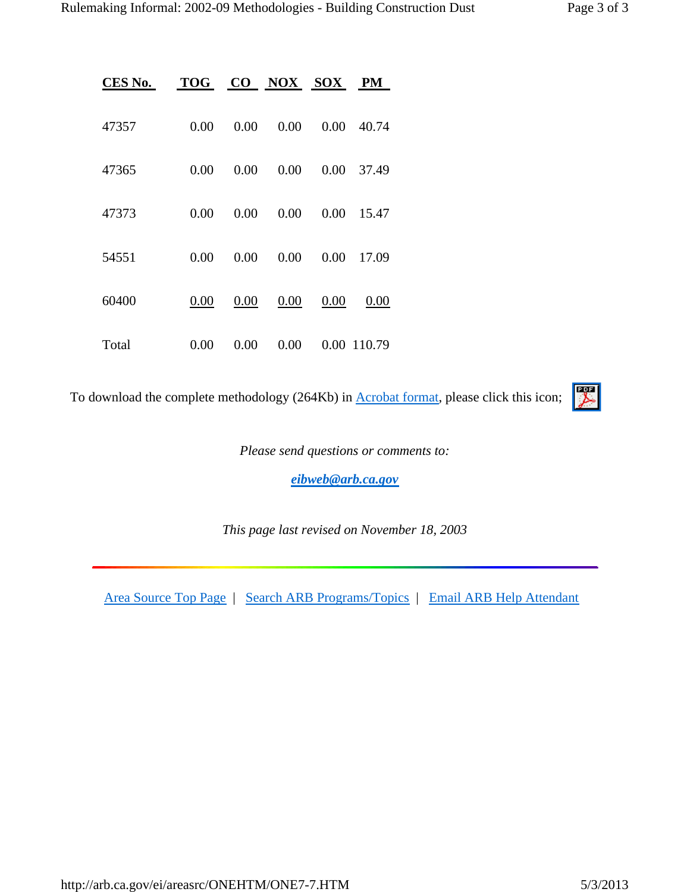| CES No. | TOG | CO | NOX | SOX | PM |
| --- | --- | --- | --- | --- | --- |
| 47357 | 0.00 | 0.00 | 0.00 | 0.00 | 40.74 |
| 47365 | 0.00 | 0.00 | 0.00 | 0.00 | 37.49 |
| 47373 | 0.00 | 0.00 | 0.00 | 0.00 | 15.47 |
| 54551 | 0.00 | 0.00 | 0.00 | 0.00 | 17.09 |
| 60400 | 0.00 | 0.00 | 0.00 | 0.00 | 0.00 |
| Total | 0.00 | 0.00 | 0.00 | 0.00 | 110.79 |

To download the complete methodology (264Kb) in Acrobat format, please click this icon;

*Please send questions or comments to:*

***eibweb@arb.ca.gov***

*This page last revised on November 18, 2003*

Area Source Top Page | Search ARB Programs/Topics | Email ARB Help Attendant